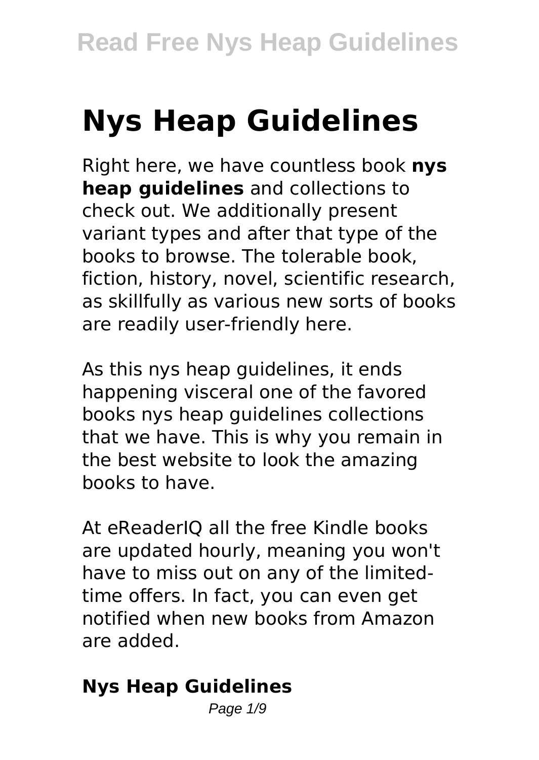# Nys Heap Guidelines

Right here, we have countless book **nys heap guidelines** and collections to check out. We additionally present variant types and after that type of the books to browse. The tolerable book, fiction, history, novel, scientific research, as skillfully as various new sorts of books are readily user-friendly here.

As this nys heap guidelines, it ends happening visceral one of the favored books nys heap guidelines collections that we have. This is why you remain in the best website to look the amazing books to have.

At eReaderIQ all the free Kindle books are updated hourly, meaning you won't have to miss out on any of the limited-time offers. In fact, you can even get notified when new books from Amazon are added.

## Nys Heap Guidelines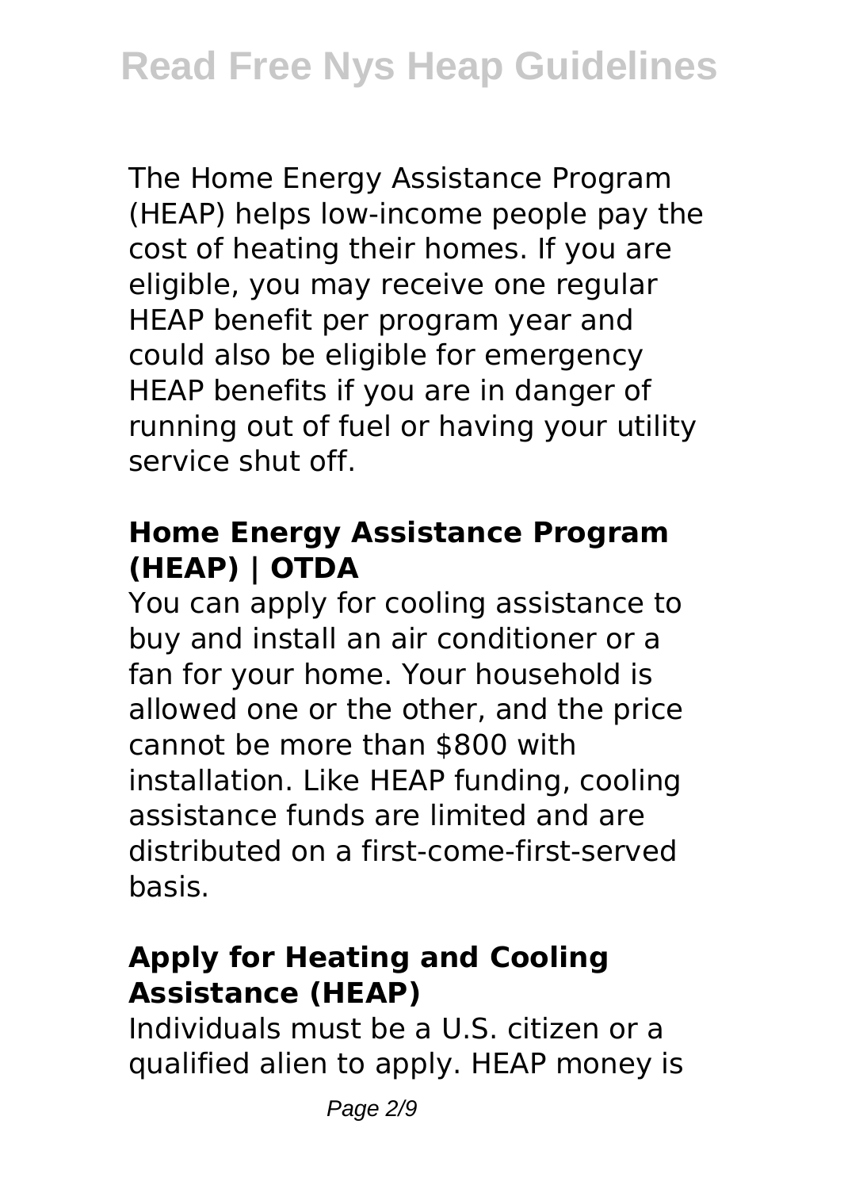The Home Energy Assistance Program (HEAP) helps low-income people pay the cost of heating their homes. If you are eligible, you may receive one regular HEAP benefit per program year and could also be eligible for emergency HEAP benefits if you are in danger of running out of fuel or having your utility service shut off.

## Home Energy Assistance Program (HEAP) | OTDA

You can apply for cooling assistance to buy and install an air conditioner or a fan for your home. Your household is allowed one or the other, and the price cannot be more than $800 with installation. Like HEAP funding, cooling assistance funds are limited and are distributed on a first-come-first-served basis.

## Apply for Heating and Cooling Assistance (HEAP)

Individuals must be a U.S. citizen or a qualified alien to apply. HEAP money is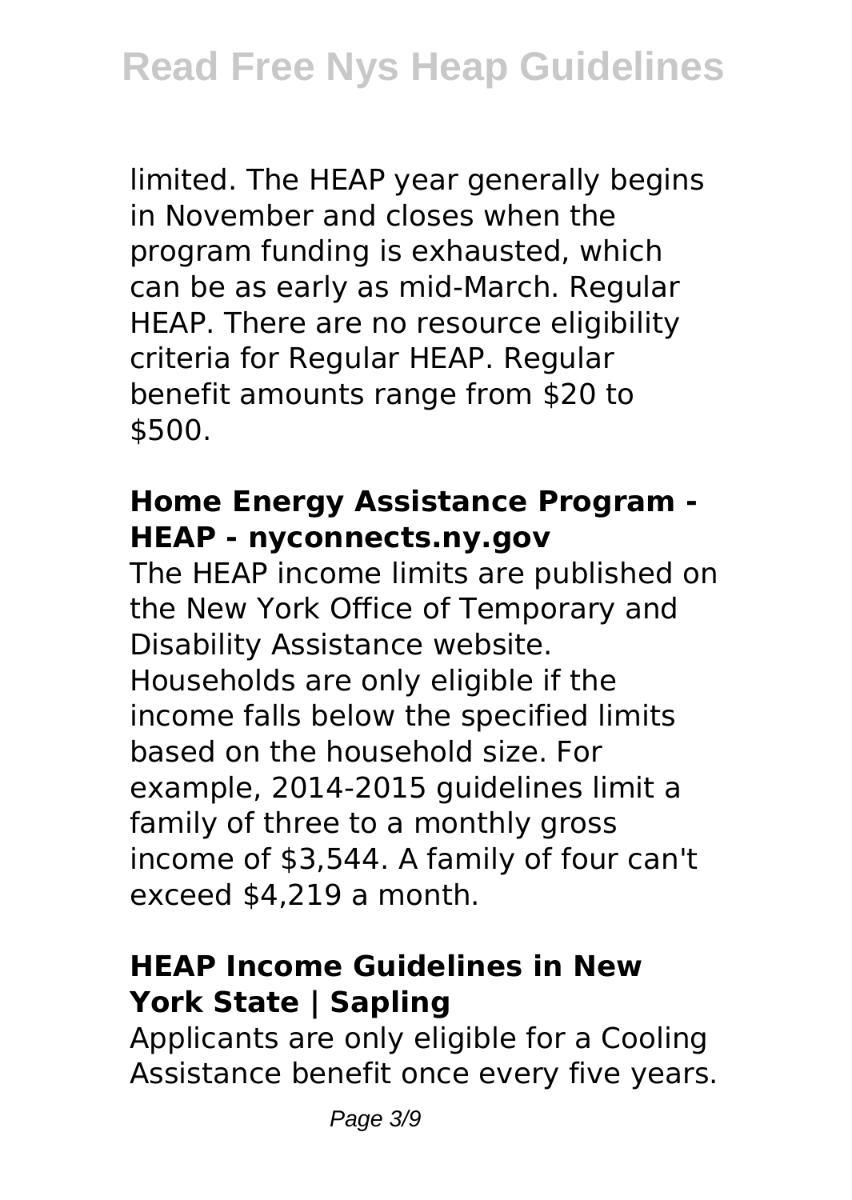limited. The HEAP year generally begins in November and closes when the program funding is exhausted, which can be as early as mid-March. Regular HEAP. There are no resource eligibility criteria for Regular HEAP. Regular benefit amounts range from $20 to $500.

### Home Energy Assistance Program - HEAP - nyconnects.ny.gov

The HEAP income limits are published on the New York Office of Temporary and Disability Assistance website. Households are only eligible if the income falls below the specified limits based on the household size. For example, 2014-2015 guidelines limit a family of three to a monthly gross income of $3,544. A family of four can't exceed $4,219 a month.

### HEAP Income Guidelines in New York State | Sapling

Applicants are only eligible for a Cooling Assistance benefit once every five years.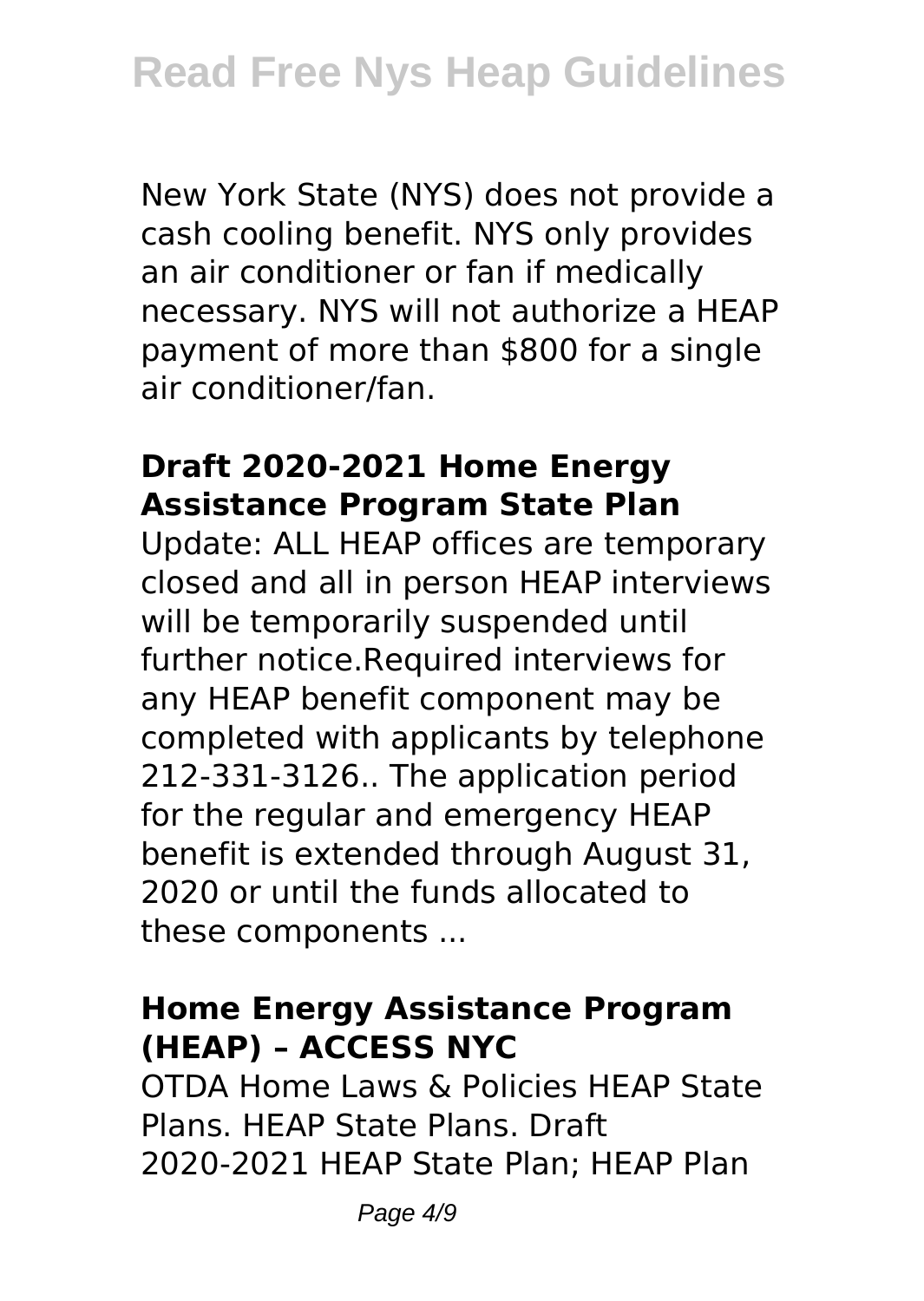New York State (NYS) does not provide a cash cooling benefit. NYS only provides an air conditioner or fan if medically necessary. NYS will not authorize a HEAP payment of more than $800 for a single air conditioner/fan.

## Draft 2020-2021 Home Energy Assistance Program State Plan

Update: ALL HEAP offices are temporary closed and all in person HEAP interviews will be temporarily suspended until further notice.Required interviews for any HEAP benefit component may be completed with applicants by telephone 212-331-3126.. The application period for the regular and emergency HEAP benefit is extended through August 31, 2020 or until the funds allocated to these components ...

## Home Energy Assistance Program (HEAP) – ACCESS NYC

OTDA Home Laws & Policies HEAP State Plans. HEAP State Plans. Draft 2020-2021 HEAP State Plan; HEAP Plan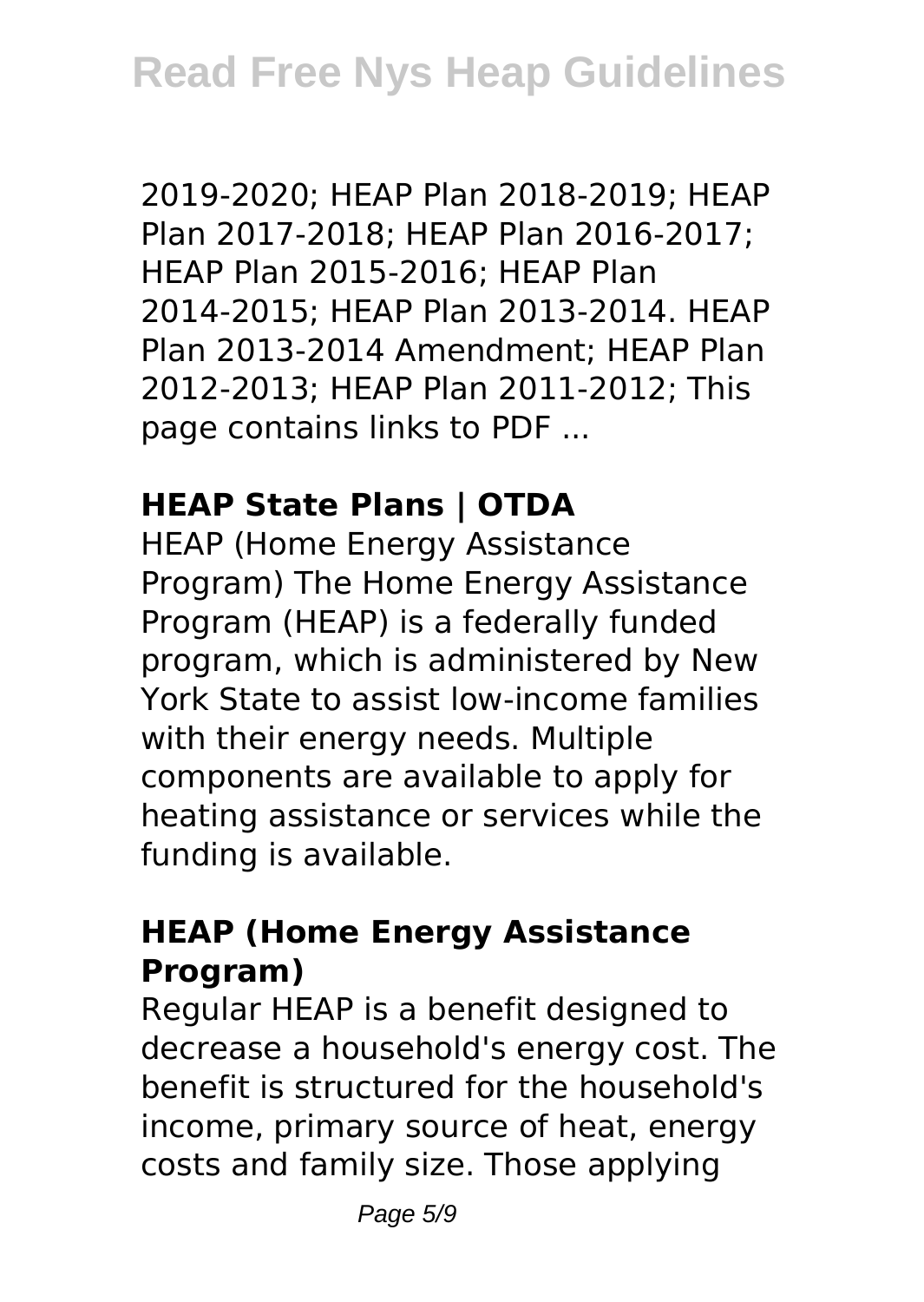2019-2020; HEAP Plan 2018-2019; HEAP Plan 2017-2018; HEAP Plan 2016-2017; HEAP Plan 2015-2016; HEAP Plan 2014-2015; HEAP Plan 2013-2014. HEAP Plan 2013-2014 Amendment; HEAP Plan 2012-2013; HEAP Plan 2011-2012; This page contains links to PDF ...

### HEAP State Plans | OTDA

HEAP (Home Energy Assistance Program) The Home Energy Assistance Program (HEAP) is a federally funded program, which is administered by New York State to assist low-income families with their energy needs. Multiple components are available to apply for heating assistance or services while the funding is available.

### HEAP (Home Energy Assistance Program)

Regular HEAP is a benefit designed to decrease a household's energy cost. The benefit is structured for the household's income, primary source of heat, energy costs and family size. Those applying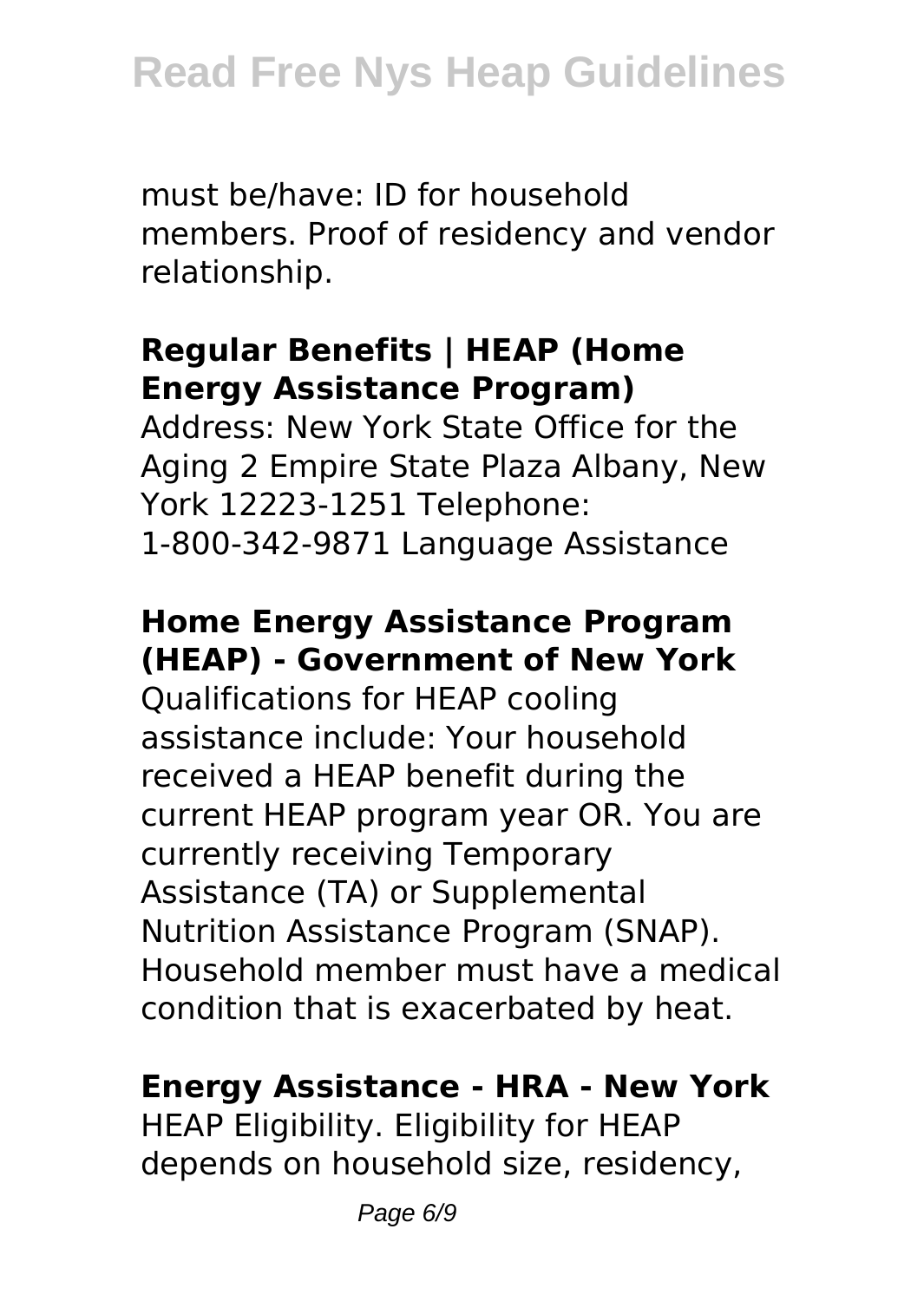must be/have: ID for household members. Proof of residency and vendor relationship.

## Regular Benefits | HEAP (Home Energy Assistance Program)

Address: New York State Office for the Aging 2 Empire State Plaza Albany, New York 12223-1251 Telephone: 1-800-342-9871 Language Assistance

## Home Energy Assistance Program (HEAP) - Government of New York

Qualifications for HEAP cooling assistance include: Your household received a HEAP benefit during the current HEAP program year OR. You are currently receiving Temporary Assistance (TA) or Supplemental Nutrition Assistance Program (SNAP). Household member must have a medical condition that is exacerbated by heat.

## Energy Assistance - HRA - New York

HEAP Eligibility. Eligibility for HEAP depends on household size, residency,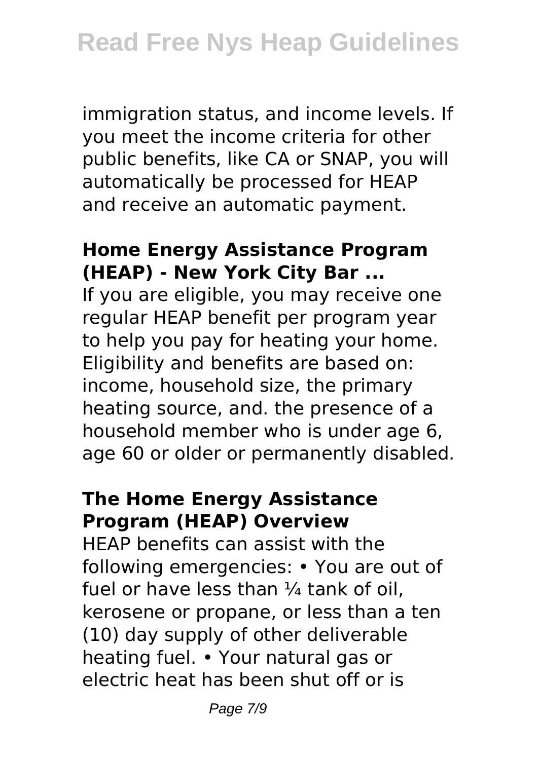immigration status, and income levels. If you meet the income criteria for other public benefits, like CA or SNAP, you will automatically be processed for HEAP and receive an automatic payment.

### Home Energy Assistance Program (HEAP) - New York City Bar ...

If you are eligible, you may receive one regular HEAP benefit per program year to help you pay for heating your home. Eligibility and benefits are based on: income, household size, the primary heating source, and. the presence of a household member who is under age 6, age 60 or older or permanently disabled.

### The Home Energy Assistance Program (HEAP) Overview

HEAP benefits can assist with the following emergencies: • You are out of fuel or have less than ¼ tank of oil, kerosene or propane, or less than a ten (10) day supply of other deliverable heating fuel. • Your natural gas or electric heat has been shut off or is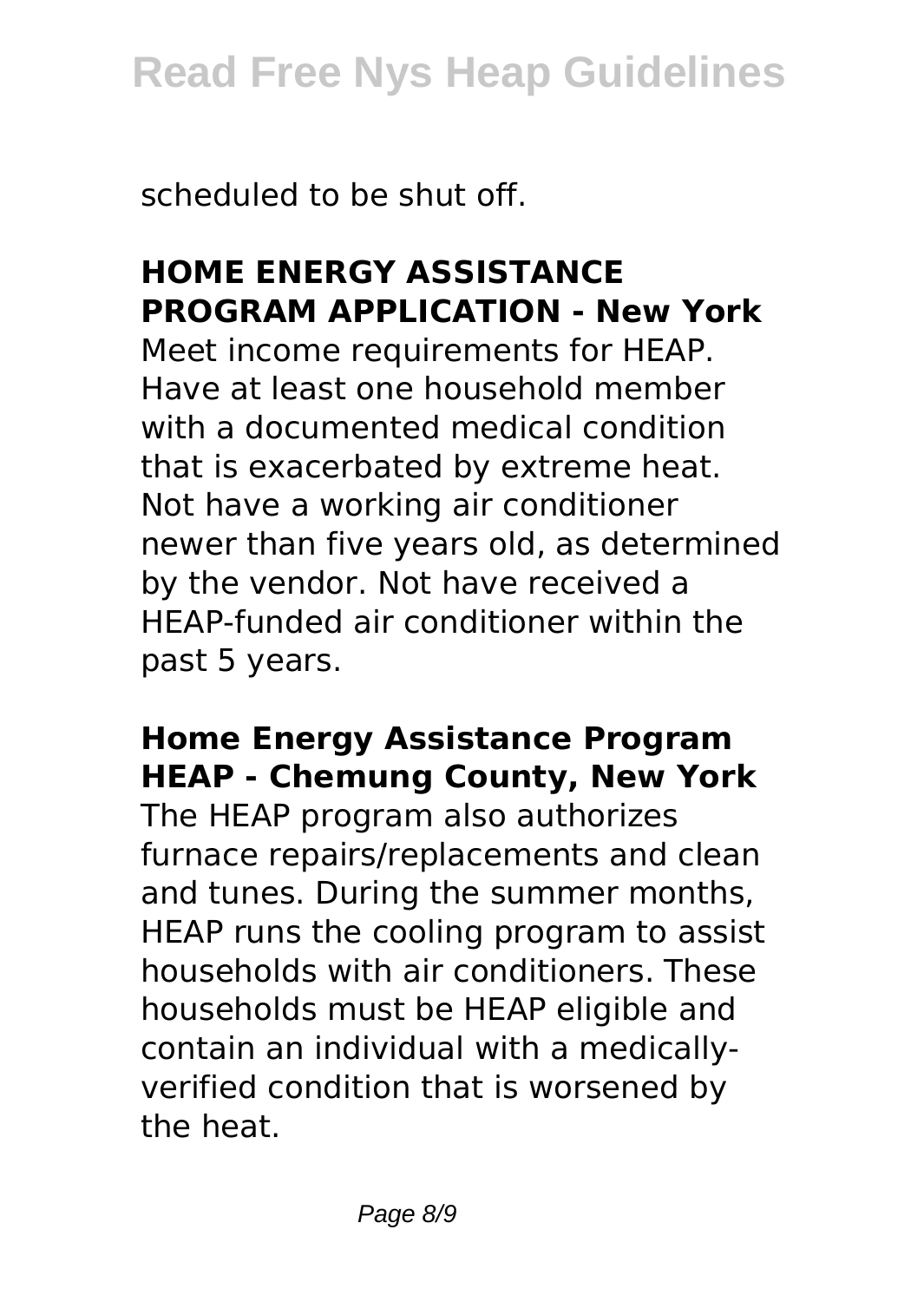scheduled to be shut off.

## HOME ENERGY ASSISTANCE PROGRAM APPLICATION - New York

Meet income requirements for HEAP. Have at least one household member with a documented medical condition that is exacerbated by extreme heat. Not have a working air conditioner newer than five years old, as determined by the vendor. Not have received a HEAP-funded air conditioner within the past 5 years.

## Home Energy Assistance Program HEAP - Chemung County, New York

The HEAP program also authorizes furnace repairs/replacements and clean and tunes. During the summer months, HEAP runs the cooling program to assist households with air conditioners. These households must be HEAP eligible and contain an individual with a medically-verified condition that is worsened by the heat.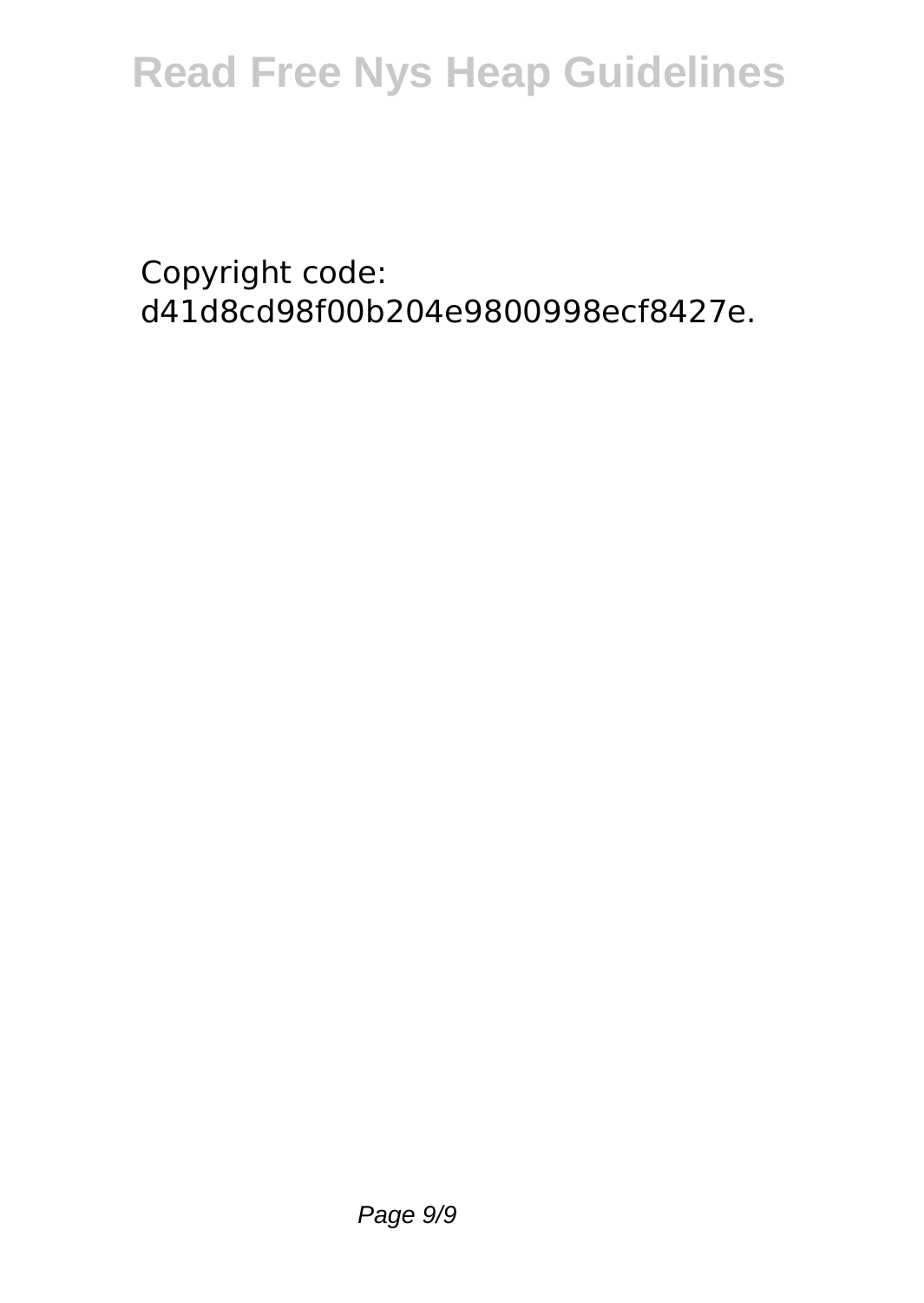Copyright code: d41d8cd98f00b204e9800998ecf8427e.